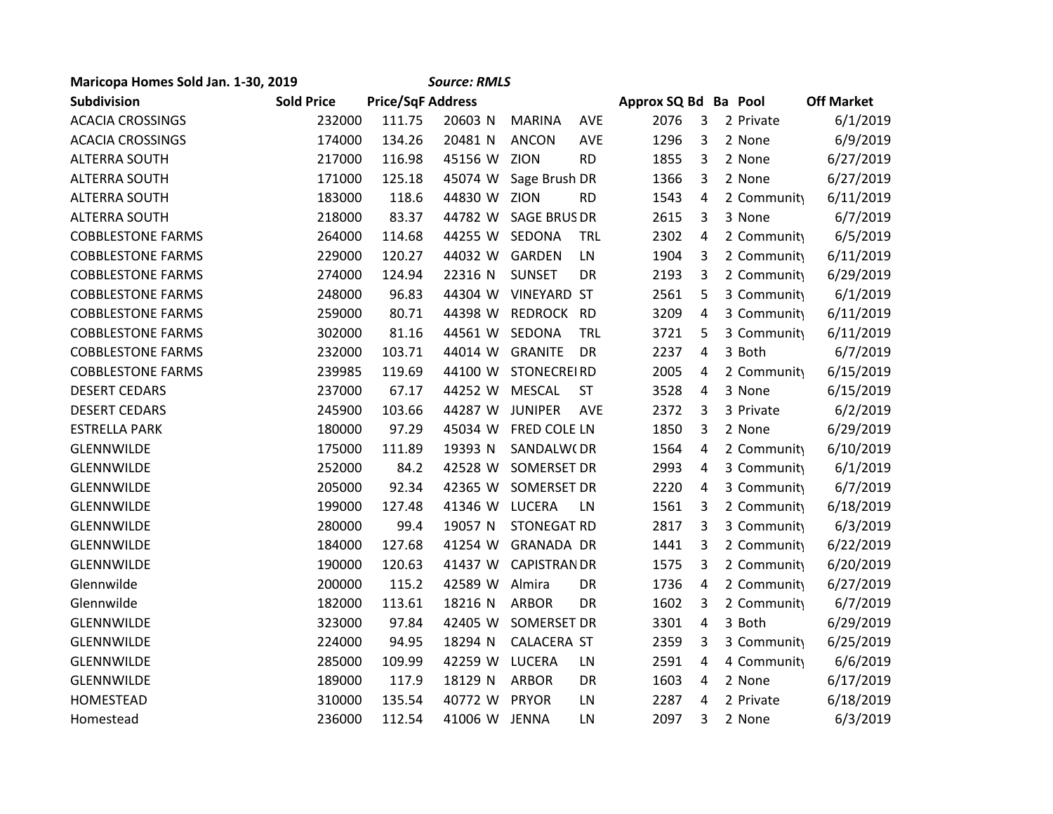**Maricopa Homes Sold Jan. 1-30, 2019** ***Source: RMLS***

| Subdivision | Sold Price | Price/SqF | Address | | | Approx SQ | Bd | Ba | Pool | Off Market |
|---|---|---|---|---|---|---|---|---|---|---|
| ACACIA CROSSINGS | 232000 | 111.75 | 20603 N | MARINA | AVE | 2076 | 3 | 2 | Private | 6/1/2019 |
| ACACIA CROSSINGS | 174000 | 134.26 | 20481 N | ANCON | AVE | 1296 | 3 | 2 | None | 6/9/2019 |
| ALTERRA SOUTH | 217000 | 116.98 | 45156 W | ZION | RD | 1855 | 3 | 2 | None | 6/27/2019 |
| ALTERRA SOUTH | 171000 | 125.18 | 45074 W | Sage Brush | DR | 1366 | 3 | 2 | None | 6/27/2019 |
| ALTERRA SOUTH | 183000 | 118.6 | 44830 W | ZION | RD | 1543 | 4 | 2 | Community | 6/11/2019 |
| ALTERRA SOUTH | 218000 | 83.37 | 44782 W | SAGE BRUS | DR | 2615 | 3 | 3 | None | 6/7/2019 |
| COBBLESTONE FARMS | 264000 | 114.68 | 44255 W | SEDONA | TRL | 2302 | 4 | 2 | Community | 6/5/2019 |
| COBBLESTONE FARMS | 229000 | 120.27 | 44032 W | GARDEN | LN | 1904 | 3 | 2 | Community | 6/11/2019 |
| COBBLESTONE FARMS | 274000 | 124.94 | 22316 N | SUNSET | DR | 2193 | 3 | 2 | Community | 6/29/2019 |
| COBBLESTONE FARMS | 248000 | 96.83 | 44304 W | VINEYARD | ST | 2561 | 5 | 3 | Community | 6/1/2019 |
| COBBLESTONE FARMS | 259000 | 80.71 | 44398 W | REDROCK | RD | 3209 | 4 | 3 | Community | 6/11/2019 |
| COBBLESTONE FARMS | 302000 | 81.16 | 44561 W | SEDONA | TRL | 3721 | 5 | 3 | Community | 6/11/2019 |
| COBBLESTONE FARMS | 232000 | 103.71 | 44014 W | GRANITE | DR | 2237 | 4 | 3 | Both | 6/7/2019 |
| COBBLESTONE FARMS | 239985 | 119.69 | 44100 W | STONECREI | RD | 2005 | 4 | 2 | Community | 6/15/2019 |
| DESERT CEDARS | 237000 | 67.17 | 44252 W | MESCAL | ST | 3528 | 4 | 3 | None | 6/15/2019 |
| DESERT CEDARS | 245900 | 103.66 | 44287 W | JUNIPER | AVE | 2372 | 3 | 3 | Private | 6/2/2019 |
| ESTRELLA PARK | 180000 | 97.29 | 45034 W | FRED COLE | LN | 1850 | 3 | 2 | None | 6/29/2019 |
| GLENNWILDE | 175000 | 111.89 | 19393 N | SANDALW( | DR | 1564 | 4 | 2 | Community | 6/10/2019 |
| GLENNWILDE | 252000 | 84.2 | 42528 W | SOMERSET | DR | 2993 | 4 | 3 | Community | 6/1/2019 |
| GLENNWILDE | 205000 | 92.34 | 42365 W | SOMERSET | DR | 2220 | 4 | 3 | Community | 6/7/2019 |
| GLENNWILDE | 199000 | 127.48 | 41346 W | LUCERA | LN | 1561 | 3 | 2 | Community | 6/18/2019 |
| GLENNWILDE | 280000 | 99.4 | 19057 N | STONEGAT | RD | 2817 | 3 | 3 | Community | 6/3/2019 |
| GLENNWILDE | 184000 | 127.68 | 41254 W | GRANADA | DR | 1441 | 3 | 2 | Community | 6/22/2019 |
| GLENNWILDE | 190000 | 120.63 | 41437 W | CAPISTRAN | DR | 1575 | 3 | 2 | Community | 6/20/2019 |
| Glennwilde | 200000 | 115.2 | 42589 W | Almira | DR | 1736 | 4 | 2 | Community | 6/27/2019 |
| Glennwilde | 182000 | 113.61 | 18216 N | ARBOR | DR | 1602 | 3 | 2 | Community | 6/7/2019 |
| GLENNWILDE | 323000 | 97.84 | 42405 W | SOMERSET | DR | 3301 | 4 | 3 | Both | 6/29/2019 |
| GLENNWILDE | 224000 | 94.95 | 18294 N | CALACERA | ST | 2359 | 3 | 3 | Community | 6/25/2019 |
| GLENNWILDE | 285000 | 109.99 | 42259 W | LUCERA | LN | 2591 | 4 | 4 | Community | 6/6/2019 |
| GLENNWILDE | 189000 | 117.9 | 18129 N | ARBOR | DR | 1603 | 4 | 2 | None | 6/17/2019 |
| HOMESTEAD | 310000 | 135.54 | 40772 W | PRYOR | LN | 2287 | 4 | 2 | Private | 6/18/2019 |
| Homestead | 236000 | 112.54 | 41006 W | JENNA | LN | 2097 | 3 | 2 | None | 6/3/2019 |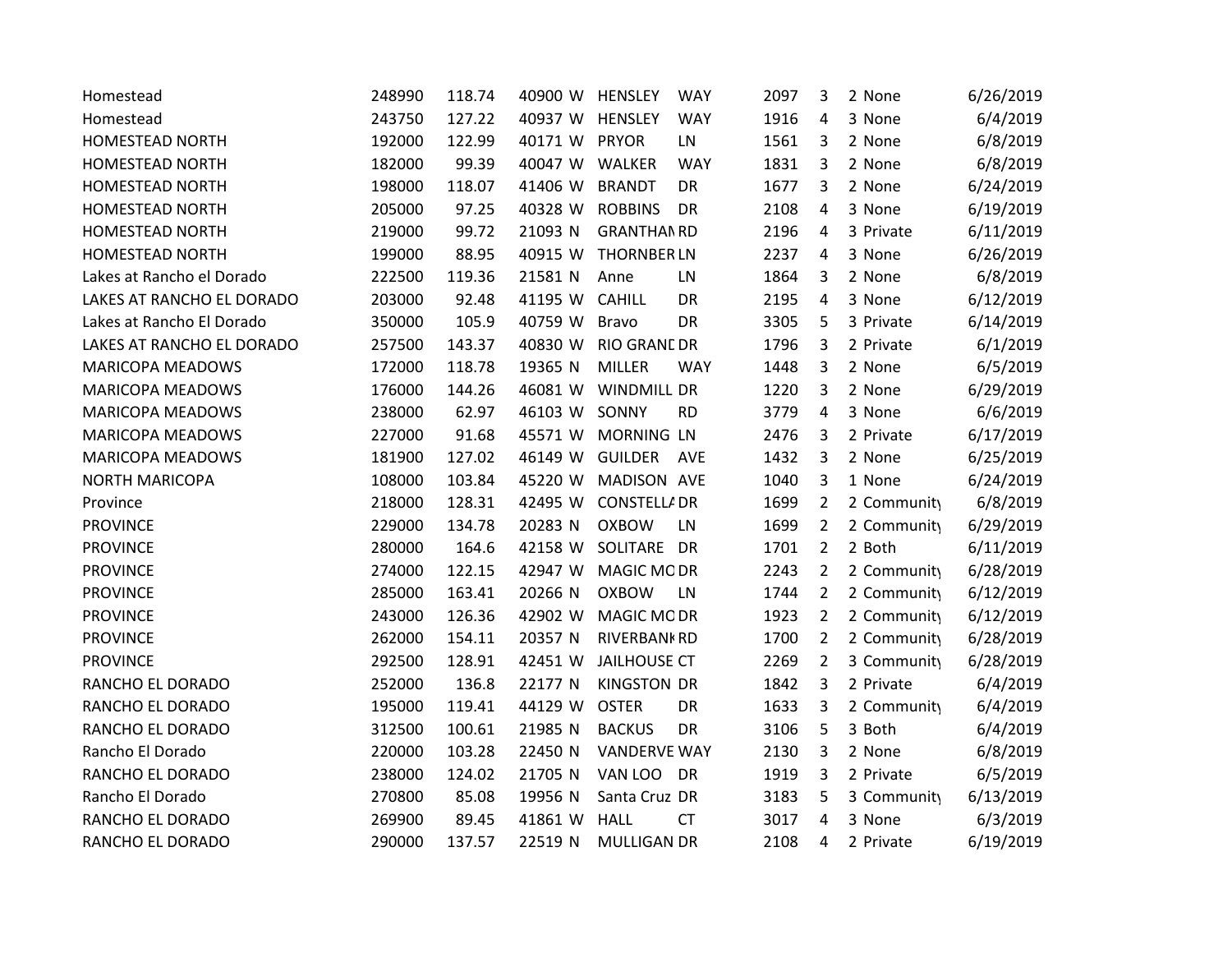| | | | | | | | | | | | |
|---|---|---|---|---|---|---|---|---|---|---|---|
| Homestead | 248990 | 118.74 | 40900 | W | HENSLEY | WAY | 2097 | 3 | 2 | None | 6/26/2019 |
| Homestead | 243750 | 127.22 | 40937 | W | HENSLEY | WAY | 1916 | 4 | 3 | None | 6/4/2019 |
| HOMESTEAD NORTH | 192000 | 122.99 | 40171 | W | PRYOR | LN | 1561 | 3 | 2 | None | 6/8/2019 |
| HOMESTEAD NORTH | 182000 | 99.39 | 40047 | W | WALKER | WAY | 1831 | 3 | 2 | None | 6/8/2019 |
| HOMESTEAD NORTH | 198000 | 118.07 | 41406 | W | BRANDT | DR | 1677 | 3 | 2 | None | 6/24/2019 |
| HOMESTEAD NORTH | 205000 | 97.25 | 40328 | W | ROBBINS | DR | 2108 | 4 | 3 | None | 6/19/2019 |
| HOMESTEAD NORTH | 219000 | 99.72 | 21093 | N | GRANTHAM | RD | 2196 | 4 | 3 | Private | 6/11/2019 |
| HOMESTEAD NORTH | 199000 | 88.95 | 40915 | W | THORNBER | LN | 2237 | 4 | 3 | None | 6/26/2019 |
| Lakes at Rancho el Dorado | 222500 | 119.36 | 21581 | N | Anne | LN | 1864 | 3 | 2 | None | 6/8/2019 |
| LAKES AT RANCHO EL DORADO | 203000 | 92.48 | 41195 | W | CAHILL | DR | 2195 | 4 | 3 | None | 6/12/2019 |
| Lakes at Rancho El Dorado | 350000 | 105.9 | 40759 | W | Bravo | DR | 3305 | 5 | 3 | Private | 6/14/2019 |
| LAKES AT RANCHO EL DORADO | 257500 | 143.37 | 40830 | W | RIO GRANDE | DR | 1796 | 3 | 2 | Private | 6/1/2019 |
| MARICOPA MEADOWS | 172000 | 118.78 | 19365 | N | MILLER | WAY | 1448 | 3 | 2 | None | 6/5/2019 |
| MARICOPA MEADOWS | 176000 | 144.26 | 46081 | W | WINDMILL | DR | 1220 | 3 | 2 | None | 6/29/2019 |
| MARICOPA MEADOWS | 238000 | 62.97 | 46103 | W | SONNY | RD | 3779 | 4 | 3 | None | 6/6/2019 |
| MARICOPA MEADOWS | 227000 | 91.68 | 45571 | W | MORNING | LN | 2476 | 3 | 2 | Private | 6/17/2019 |
| MARICOPA MEADOWS | 181900 | 127.02 | 46149 | W | GUILDER | AVE | 1432 | 3 | 2 | None | 6/25/2019 |
| NORTH MARICOPA | 108000 | 103.84 | 45220 | W | MADISON | AVE | 1040 | 3 | 1 | None | 6/24/2019 |
| Province | 218000 | 128.31 | 42495 | W | CONSTELLA | DR | 1699 | 2 | 2 | Community | 6/8/2019 |
| PROVINCE | 229000 | 134.78 | 20283 | N | OXBOW | LN | 1699 | 2 | 2 | Community | 6/29/2019 |
| PROVINCE | 280000 | 164.6 | 42158 | W | SOLITARE | DR | 1701 | 2 | 2 | Both | 6/11/2019 |
| PROVINCE | 274000 | 122.15 | 42947 | W | MAGIC MO | DR | 2243 | 2 | 2 | Community | 6/28/2019 |
| PROVINCE | 285000 | 163.41 | 20266 | N | OXBOW | LN | 1744 | 2 | 2 | Community | 6/12/2019 |
| PROVINCE | 243000 | 126.36 | 42902 | W | MAGIC MO | DR | 1923 | 2 | 2 | Community | 6/12/2019 |
| PROVINCE | 262000 | 154.11 | 20357 | N | RIVERBANK | RD | 1700 | 2 | 2 | Community | 6/28/2019 |
| PROVINCE | 292500 | 128.91 | 42451 | W | JAILHOUSE | CT | 2269 | 2 | 3 | Community | 6/28/2019 |
| RANCHO EL DORADO | 252000 | 136.8 | 22177 | N | KINGSTON | DR | 1842 | 3 | 2 | Private | 6/4/2019 |
| RANCHO EL DORADO | 195000 | 119.41 | 44129 | W | OSTER | DR | 1633 | 3 | 2 | Community | 6/4/2019 |
| RANCHO EL DORADO | 312500 | 100.61 | 21985 | N | BACKUS | DR | 3106 | 5 | 3 | Both | 6/4/2019 |
| Rancho El Dorado | 220000 | 103.28 | 22450 | N | VANDERVE | WAY | 2130 | 3 | 2 | None | 6/8/2019 |
| RANCHO EL DORADO | 238000 | 124.02 | 21705 | N | VAN LOO | DR | 1919 | 3 | 2 | Private | 6/5/2019 |
| Rancho El Dorado | 270800 | 85.08 | 19956 | N | Santa Cruz | DR | 3183 | 5 | 3 | Community | 6/13/2019 |
| RANCHO EL DORADO | 269900 | 89.45 | 41861 | W | HALL | CT | 3017 | 4 | 3 | None | 6/3/2019 |
| RANCHO EL DORADO | 290000 | 137.57 | 22519 | N | MULLIGAN | DR | 2108 | 4 | 2 | Private | 6/19/2019 |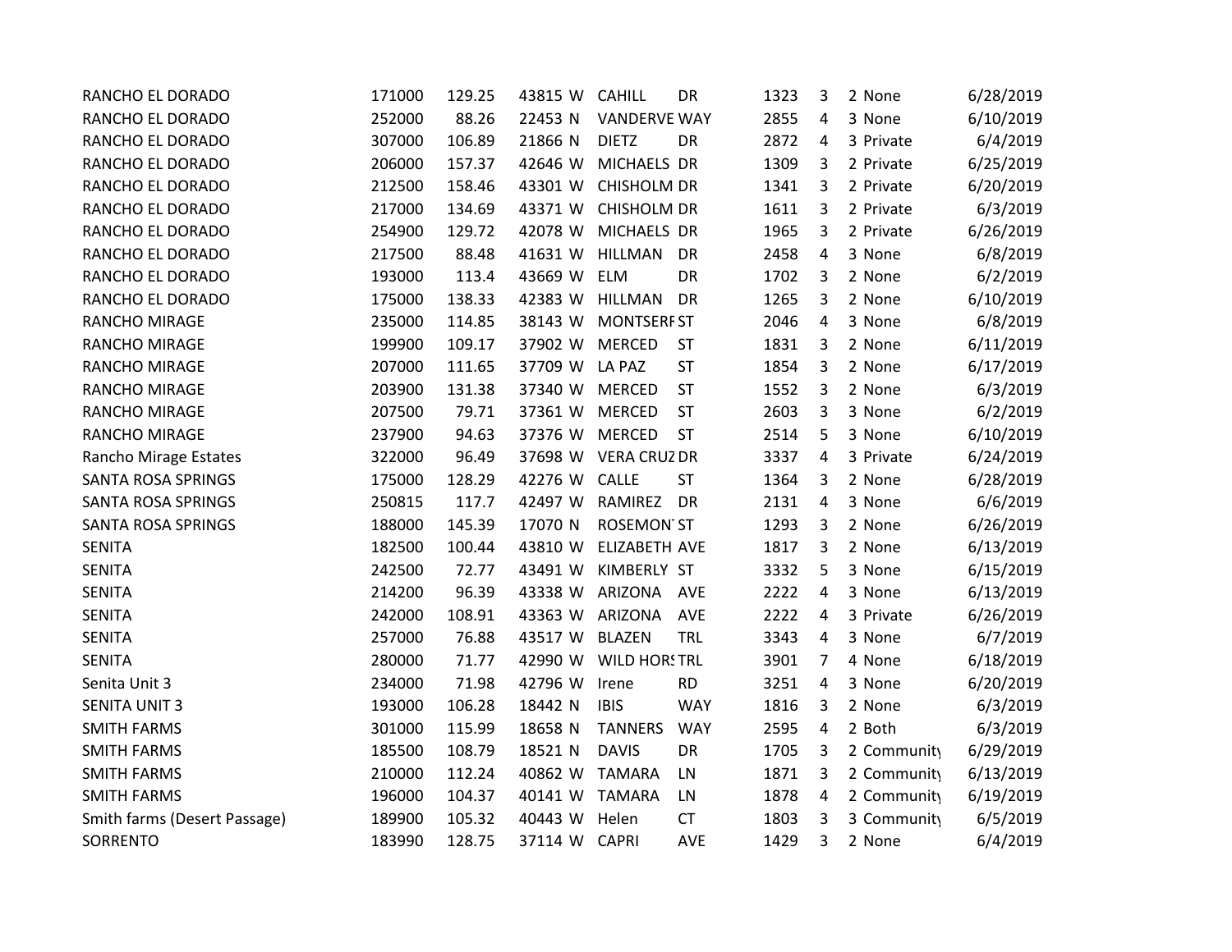| | | | | | | | | | | |
|---|---|---|---|---|---|---|---|---|---|---|
| RANCHO EL DORADO | 171000 | 129.25 | 43815 W | CAHILL | DR | 1323 | 3 | 2 | None | 6/28/2019 |
| RANCHO EL DORADO | 252000 | 88.26 | 22453 N | VANDERVE | WAY | 2855 | 4 | 3 | None | 6/10/2019 |
| RANCHO EL DORADO | 307000 | 106.89 | 21866 N | DIETZ | DR | 2872 | 4 | 3 | Private | 6/4/2019 |
| RANCHO EL DORADO | 206000 | 157.37 | 42646 W | MICHAELS | DR | 1309 | 3 | 2 | Private | 6/25/2019 |
| RANCHO EL DORADO | 212500 | 158.46 | 43301 W | CHISHOLM | DR | 1341 | 3 | 2 | Private | 6/20/2019 |
| RANCHO EL DORADO | 217000 | 134.69 | 43371 W | CHISHOLM | DR | 1611 | 3 | 2 | Private | 6/3/2019 |
| RANCHO EL DORADO | 254900 | 129.72 | 42078 W | MICHAELS | DR | 1965 | 3 | 2 | Private | 6/26/2019 |
| RANCHO EL DORADO | 217500 | 88.48 | 41631 W | HILLMAN | DR | 2458 | 4 | 3 | None | 6/8/2019 |
| RANCHO EL DORADO | 193000 | 113.4 | 43669 W | ELM | DR | 1702 | 3 | 2 | None | 6/2/2019 |
| RANCHO EL DORADO | 175000 | 138.33 | 42383 W | HILLMAN | DR | 1265 | 3 | 2 | None | 6/10/2019 |
| RANCHO MIRAGE | 235000 | 114.85 | 38143 W | MONTSERF | ST | 2046 | 4 | 3 | None | 6/8/2019 |
| RANCHO MIRAGE | 199900 | 109.17 | 37902 W | MERCED | ST | 1831 | 3 | 2 | None | 6/11/2019 |
| RANCHO MIRAGE | 207000 | 111.65 | 37709 W | LA PAZ | ST | 1854 | 3 | 2 | None | 6/17/2019 |
| RANCHO MIRAGE | 203900 | 131.38 | 37340 W | MERCED | ST | 1552 | 3 | 2 | None | 6/3/2019 |
| RANCHO MIRAGE | 207500 | 79.71 | 37361 W | MERCED | ST | 2603 | 3 | 3 | None | 6/2/2019 |
| RANCHO MIRAGE | 237900 | 94.63 | 37376 W | MERCED | ST | 2514 | 5 | 3 | None | 6/10/2019 |
| Rancho Mirage Estates | 322000 | 96.49 | 37698 W | VERA CRUZ | DR | 3337 | 4 | 3 | Private | 6/24/2019 |
| SANTA ROSA SPRINGS | 175000 | 128.29 | 42276 W | CALLE | ST | 1364 | 3 | 2 | None | 6/28/2019 |
| SANTA ROSA SPRINGS | 250815 | 117.7 | 42497 W | RAMIREZ | DR | 2131 | 4 | 3 | None | 6/6/2019 |
| SANTA ROSA SPRINGS | 188000 | 145.39 | 17070 N | ROSEMONT | ST | 1293 | 3 | 2 | None | 6/26/2019 |
| SENITA | 182500 | 100.44 | 43810 W | ELIZABETH | AVE | 1817 | 3 | 2 | None | 6/13/2019 |
| SENITA | 242500 | 72.77 | 43491 W | KIMBERLY | ST | 3332 | 5 | 3 | None | 6/15/2019 |
| SENITA | 214200 | 96.39 | 43338 W | ARIZONA | AVE | 2222 | 4 | 3 | None | 6/13/2019 |
| SENITA | 242000 | 108.91 | 43363 W | ARIZONA | AVE | 2222 | 4 | 3 | Private | 6/26/2019 |
| SENITA | 257000 | 76.88 | 43517 W | BLAZEN | TRL | 3343 | 4 | 3 | None | 6/7/2019 |
| SENITA | 280000 | 71.77 | 42990 W | WILD HORS | TRL | 3901 | 7 | 4 | None | 6/18/2019 |
| Senita Unit 3 | 234000 | 71.98 | 42796 W | Irene | RD | 3251 | 4 | 3 | None | 6/20/2019 |
| SENITA UNIT 3 | 193000 | 106.28 | 18442 N | IBIS | WAY | 1816 | 3 | 2 | None | 6/3/2019 |
| SMITH FARMS | 301000 | 115.99 | 18658 N | TANNERS | WAY | 2595 | 4 | 2 | Both | 6/3/2019 |
| SMITH FARMS | 185500 | 108.79 | 18521 N | DAVIS | DR | 1705 | 3 | 2 | Community | 6/29/2019 |
| SMITH FARMS | 210000 | 112.24 | 40862 W | TAMARA | LN | 1871 | 3 | 2 | Community | 6/13/2019 |
| SMITH FARMS | 196000 | 104.37 | 40141 W | TAMARA | LN | 1878 | 4 | 2 | Community | 6/19/2019 |
| Smith farms (Desert Passage) | 189900 | 105.32 | 40443 W | Helen | CT | 1803 | 3 | 3 | Community | 6/5/2019 |
| SORRENTO | 183990 | 128.75 | 37114 W | CAPRI | AVE | 1429 | 3 | 2 | None | 6/4/2019 |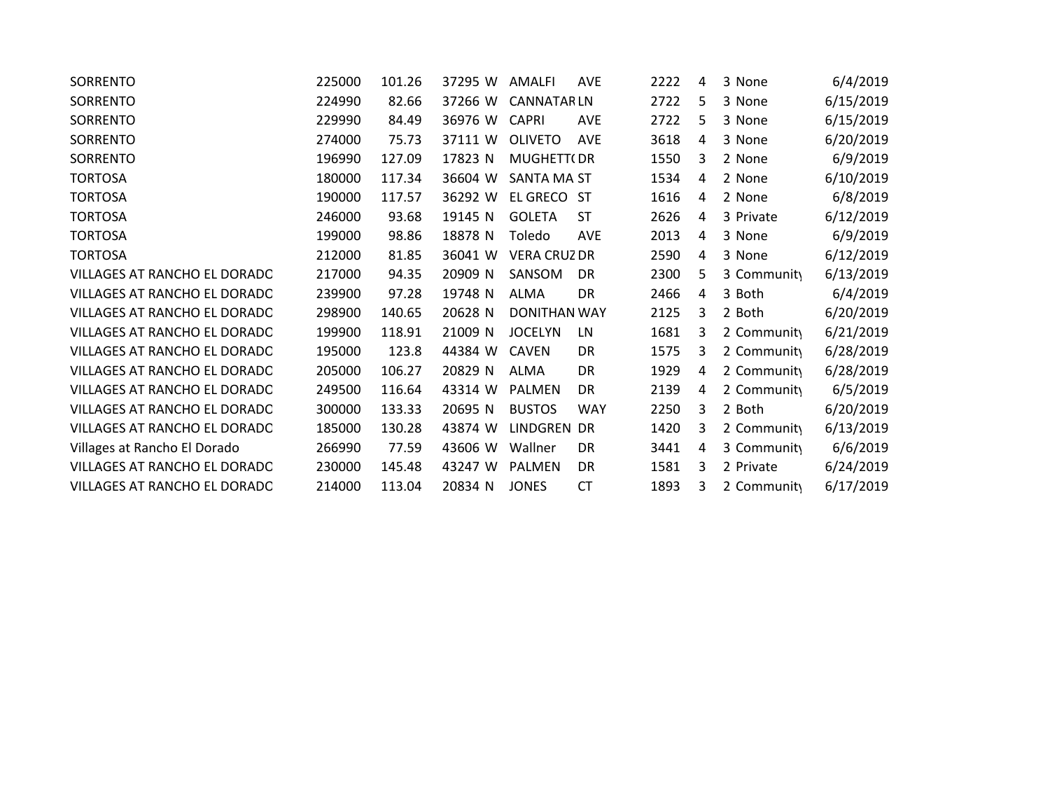| | | | | | | | | | | |
|---|---|---|---|---|---|---|---|---|---|---|
| SORRENTO | 225000 | 101.26 | 37295 W | AMALFI | AVE | 2222 | 4 | 3 | None | 6/4/2019 |
| SORRENTO | 224990 | 82.66 | 37266 W | CANNATAR | LN | 2722 | 5 | 3 | None | 6/15/2019 |
| SORRENTO | 229990 | 84.49 | 36976 W | CAPRI | AVE | 2722 | 5 | 3 | None | 6/15/2019 |
| SORRENTO | 274000 | 75.73 | 37111 W | OLIVETO | AVE | 3618 | 4 | 3 | None | 6/20/2019 |
| SORRENTO | 196990 | 127.09 | 17823 N | MUGHETT( | DR | 1550 | 3 | 2 | None | 6/9/2019 |
| TORTOSA | 180000 | 117.34 | 36604 W | SANTA MA | ST | 1534 | 4 | 2 | None | 6/10/2019 |
| TORTOSA | 190000 | 117.57 | 36292 W | EL GRECO | ST | 1616 | 4 | 2 | None | 6/8/2019 |
| TORTOSA | 246000 | 93.68 | 19145 N | GOLETA | ST | 2626 | 4 | 3 | Private | 6/12/2019 |
| TORTOSA | 199000 | 98.86 | 18878 N | Toledo | AVE | 2013 | 4 | 3 | None | 6/9/2019 |
| TORTOSA | 212000 | 81.85 | 36041 W | VERA CRUZ | DR | 2590 | 4 | 3 | None | 6/12/2019 |
| VILLAGES AT RANCHO EL DORADO | 217000 | 94.35 | 20909 N | SANSOM | DR | 2300 | 5 | 3 | Community | 6/13/2019 |
| VILLAGES AT RANCHO EL DORADO | 239900 | 97.28 | 19748 N | ALMA | DR | 2466 | 4 | 3 | Both | 6/4/2019 |
| VILLAGES AT RANCHO EL DORADO | 298900 | 140.65 | 20628 N | DONITHAN | WAY | 2125 | 3 | 2 | Both | 6/20/2019 |
| VILLAGES AT RANCHO EL DORADO | 199900 | 118.91 | 21009 N | JOCELYN | LN | 1681 | 3 | 2 | Community | 6/21/2019 |
| VILLAGES AT RANCHO EL DORADO | 195000 | 123.8 | 44384 W | CAVEN | DR | 1575 | 3 | 2 | Community | 6/28/2019 |
| VILLAGES AT RANCHO EL DORADO | 205000 | 106.27 | 20829 N | ALMA | DR | 1929 | 4 | 2 | Community | 6/28/2019 |
| VILLAGES AT RANCHO EL DORADO | 249500 | 116.64 | 43314 W | PALMEN | DR | 2139 | 4 | 2 | Community | 6/5/2019 |
| VILLAGES AT RANCHO EL DORADO | 300000 | 133.33 | 20695 N | BUSTOS | WAY | 2250 | 3 | 2 | Both | 6/20/2019 |
| VILLAGES AT RANCHO EL DORADO | 185000 | 130.28 | 43874 W | LINDGREN | DR | 1420 | 3 | 2 | Community | 6/13/2019 |
| Villages at Rancho El Dorado | 266990 | 77.59 | 43606 W | Wallner | DR | 3441 | 4 | 3 | Community | 6/6/2019 |
| VILLAGES AT RANCHO EL DORADO | 230000 | 145.48 | 43247 W | PALMEN | DR | 1581 | 3 | 2 | Private | 6/24/2019 |
| VILLAGES AT RANCHO EL DORADO | 214000 | 113.04 | 20834 N | JONES | CT | 1893 | 3 | 2 | Community | 6/17/2019 |